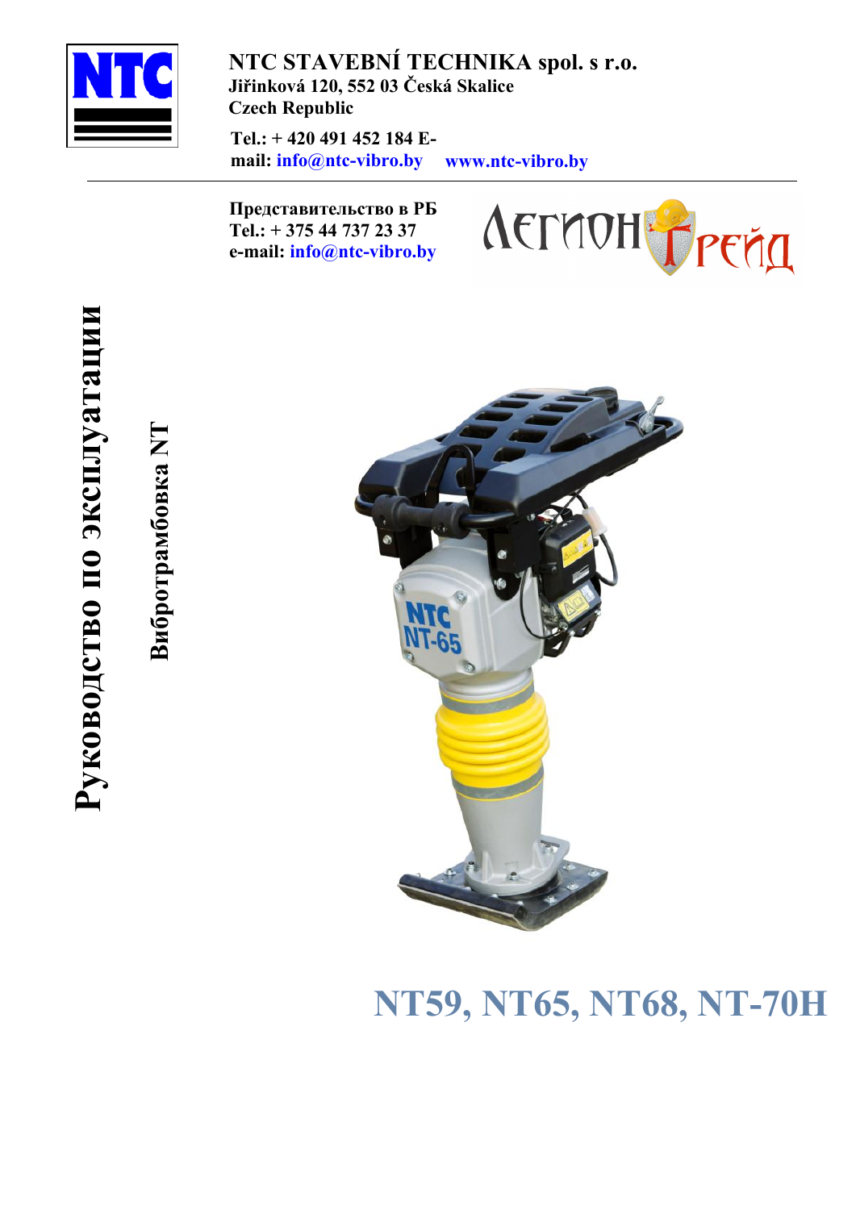**NTC STAVEBNÍ TECHNIKA spol. s r.o.**
**Jiřinková 120, 552 03 Česká Skalice**
**Czech Republic**

**Tel.: + 420 491 452 184 E-mail: info@ntc-vibro.by www.ntc-vibro.by**

**Представительство в РБ**
**Tel.: + 375 44 737 23 37**
**e-mail: info@ntc-vibro.by**

# Руководство по эксплуатации

## Вибротрамбовка NT

# NT59, NT65, NT68, NT-70H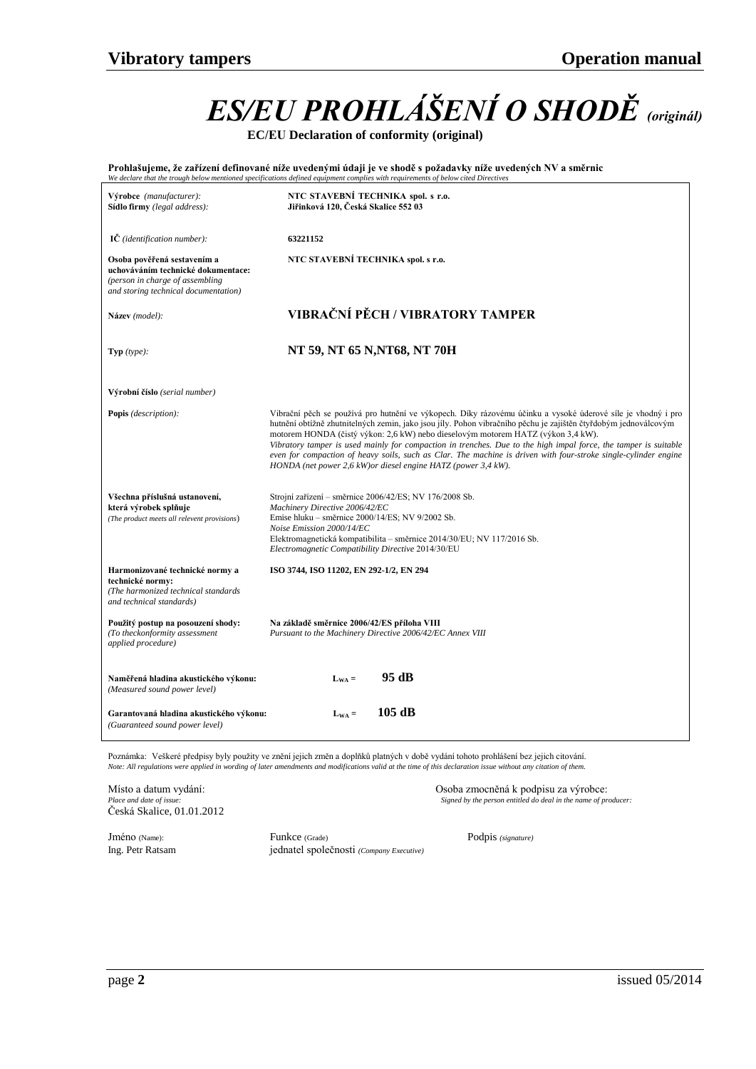# *ES/EU PROHLÁŠENÍ O SHODĚ* *(originál)*

**EC/EU Declaration of conformity (original)**

**Prohlašujeme, že zařízení definované níže uvedenými údaji je ve shodě s požadavky níže uvedených NV a směrnic**
*We declare that the trough below mentioned specifications defined equipment complies with requirements of below cited Directives*

| | |
|---|---|
| **Výrobce** *(manufacturer):*<br>**Sídlo firmy** *(legal address):* | **NTC STAVEBNÍ TECHNIKA spol. s r.o.**<br>**Jiřinková 120, Česká Skalice 552 03** |
| **IČ** *(identification number):* | **63221152** |
| **Osoba pověřená sestavením a uchováváním technické dokumentace:**<br>*(person in charge of assembling and storing technical documentation)* | **NTC STAVEBNÍ TECHNIKA spol. s r.o.** |
| **Název** *(model):* | **VIBRAČNÍ PĚCH / VIBRATORY TAMPER** |
| **Typ** *(type):* | **NT 59, NT 65 N,NT68, NT 70H** |
| **Výrobní číslo** *(serial number)* | |
| **Popis** *(description):* | Vibrační pěch se používá pro hutnění ve výkopech. Díky rázovému účinku a vysoké úderové síle je vhodný i pro hutnění obtížně zhutnitelných zemin, jako jsou jíly. Pohon vibračního pěchu je zajištěn čtyřdobým jednoválcovým motorem HONDA (čistý výkon: 2,6 kW) nebo dieselovým motorem HATZ (výkon 3,4 kW).<br>*Vibratory tamper is used mainly for compaction in trenches. Due to the high impal force, the tamper is suitable even for compaction of heavy soils, such as Clar. The machine is driven with four-stroke single-cylinder engine HONDA (net power 2,6 kW)or diesel engine HATZ (power 3,4 kW).* |
| **Všechna příslušná ustanovení, která výrobek splňuje**<br>*(The product meets all relevent provisions)* | Strojní zařízení – směrnice 2006/42/ES; NV 176/2008 Sb.<br>*Machinery Directive 2006/42/EC*<br>Emise hluku – směrnice 2000/14/ES; NV 9/2002 Sb.<br>*Noise Emission 2000/14/EC*<br>Elektromagnetická kompatibilita – směrnice 2014/30/EU; NV 117/2016 Sb.<br>*Electromagnetic Compatibility Directive* 2014/30/EU |
| **Harmonizované technické normy a technické normy:**<br>*(The harmonized technical standards and technical standards)* | **ISO 3744, ISO 11202, EN 292-1/2, EN 294** |
| **Použitý postup na posouzení shody:**<br>*(To theckonformity assessment applied procedure)* | **Na základě směrnice 2006/42/ES příloha VIII**<br>*Pursuant to the Machinery Directive 2006/42/EC Annex VIII* |
| **Naměřená hladina akustického výkonu:**<br>*(Measured sound power level)* | $L_{WA}$ = **95 dB** |
| **Garantovaná hladina akustického výkonu:**<br>*(Guaranteed sound power level)* | $L_{WA}$ = **105 dB** |

Poznámka: Veškeré předpisy byly použity ve znění jejich změn a doplňků platných v době vydání tohoto prohlášení bez jejich citování.
*Note: All regulations were applied in wording of later amendments and modifications valid at the time of this declaration issue without any citation of them.*

Místo a datum vydání:
*Place and date of issue:*
Česká Skalice, 01.01.2012

Osoba zmocněná k podpisu za výrobce:
*Signed by the person entitled do deal in the name of producer:*

| Jméno (Name): | Funkce (Grade) | Podpis *(signature)* |
|---|---|---|
| Ing. Petr Ratsam | jednatel společnosti *(Company Executive)* | |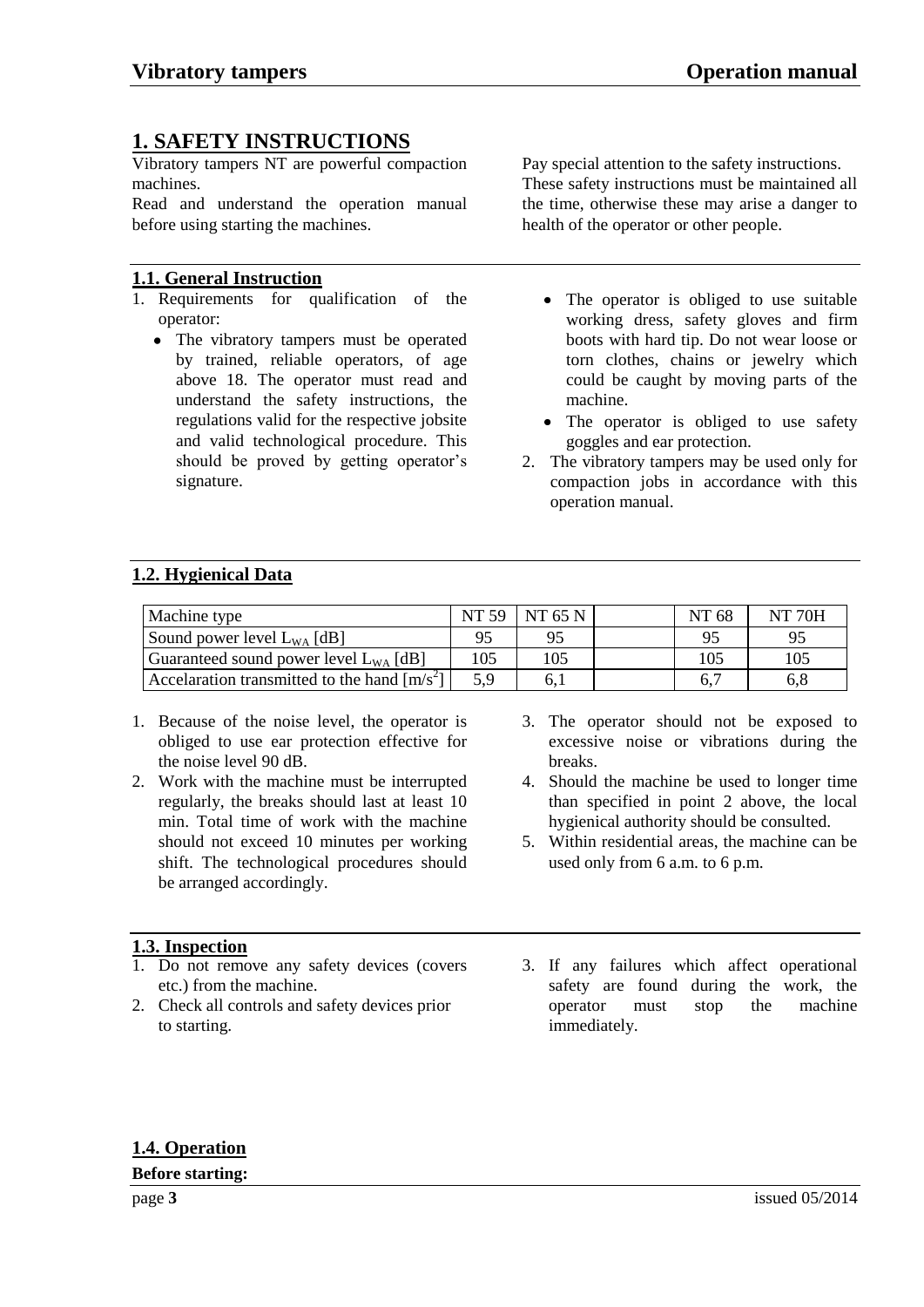# 1. SAFETY INSTRUCTIONS

Vibratory tampers NT are powerful compaction machines.

Read and understand the operation manual before using starting the machines.

Pay special attention to the safety instructions. These safety instructions must be maintained all the time, otherwise these may arise a danger to health of the operator or other people.

## 1.1. General Instruction

1. Requirements for qualification of the operator:
   - The vibratory tampers must be operated by trained, reliable operators, of age above 18. The operator must read and understand the safety instructions, the regulations valid for the respective jobsite and valid technological procedure. This should be proved by getting operator's signature.
   - The operator is obliged to use suitable working dress, safety gloves and firm boots with hard tip. Do not wear loose or torn clothes, chains or jewelry which could be caught by moving parts of the machine.
   - The operator is obliged to use safety goggles and ear protection.
2. The vibratory tampers may be used only for compaction jobs in accordance with this operation manual.

## 1.2. Hygienical Data

| Machine type | NT 59 | NT 65 N | | NT 68 | NT 70H |
|---|---|---|---|---|---|
| Sound power level $L_{WA}$ [dB] | 95 | 95 | | 95 | 95 |
| Guaranteed sound power level $L_{WA}$ [dB] | 105 | 105 | | 105 | 105 |
| Accelaration transmitted to the hand [$m/s^2$] | 5,9 | 6,1 | | 6,7 | 6,8 |

1. Because of the noise level, the operator is obliged to use ear protection effective for the noise level 90 dB.
2. Work with the machine must be interrupted regularly, the breaks should last at least 10 min. Total time of work with the machine should not exceed 10 minutes per working shift. The technological procedures should be arranged accordingly.
3. The operator should not be exposed to excessive noise or vibrations during the breaks.
4. Should the machine be used to longer time than specified in point 2 above, the local hygienical authority should be consulted.
5. Within residential areas, the machine can be used only from 6 a.m. to 6 p.m.

## 1.3. Inspection

1. Do not remove any safety devices (covers etc.) from the machine.
2. Check all controls and safety devices prior to starting.
3. If any failures which affect operational safety are found during the work, the operator must stop the machine immediately.

## 1.4. Operation

**Before starting:**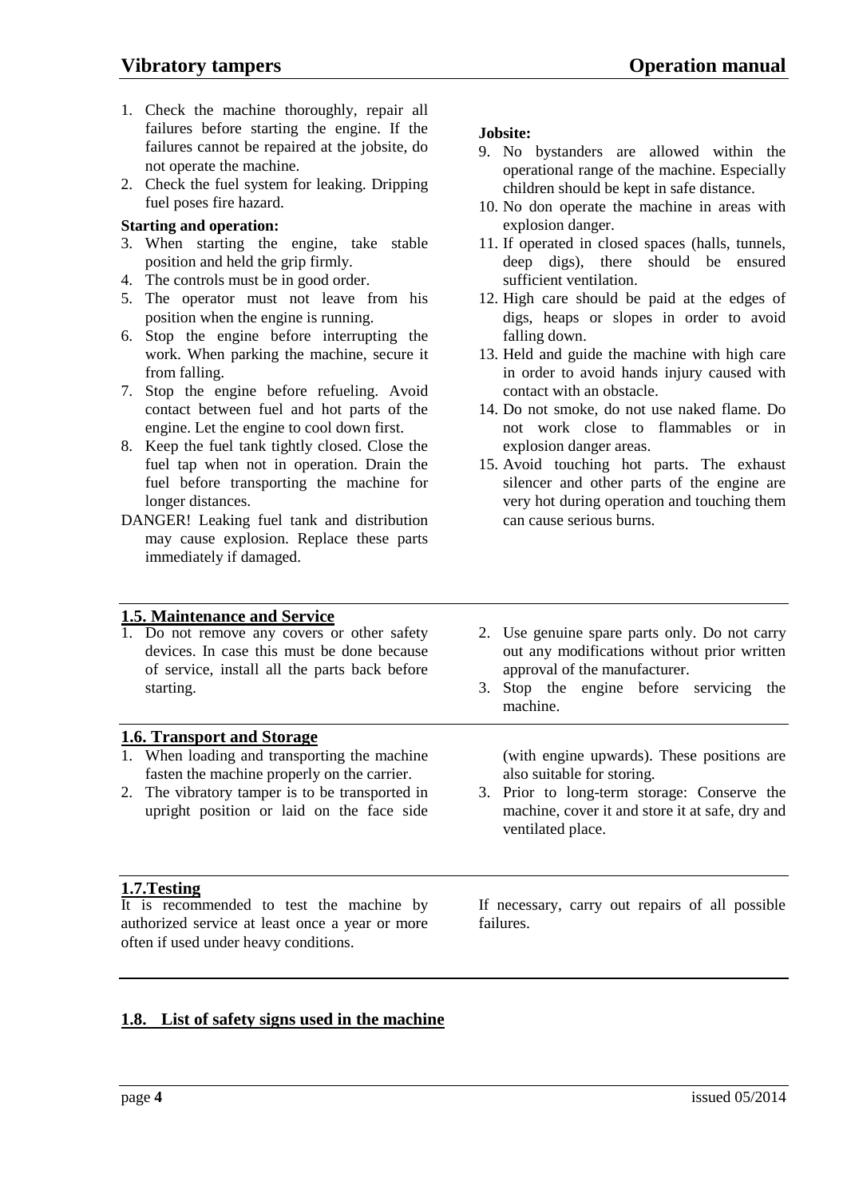1. Check the machine thoroughly, repair all failures before starting the engine. If the failures cannot be repaired at the jobsite, do not operate the machine.
2. Check the fuel system for leaking. Dripping fuel poses fire hazard.

**Starting and operation:**

3. When starting the engine, take stable position and held the grip firmly.
4. The controls must be in good order.
5. The operator must not leave from his position when the engine is running.
6. Stop the engine before interrupting the work. When parking the machine, secure it from falling.
7. Stop the engine before refueling. Avoid contact between fuel and hot parts of the engine. Let the engine to cool down first.
8. Keep the fuel tank tightly closed. Close the fuel tap when not in operation. Drain the fuel before transporting the machine for longer distances.

DANGER! Leaking fuel tank and distribution may cause explosion. Replace these parts immediately if damaged.

**Jobsite:**

9. No bystanders are allowed within the operational range of the machine. Especially children should be kept in safe distance.
10. No don operate the machine in areas with explosion danger.
11. If operated in closed spaces (halls, tunnels, deep digs), there should be ensured sufficient ventilation.
12. High care should be paid at the edges of digs, heaps or slopes in order to avoid falling down.
13. Held and guide the machine with high care in order to avoid hands injury caused with contact with an obstacle.
14. Do not smoke, do not use naked flame. Do not work close to flammables or in explosion danger areas.
15. Avoid touching hot parts. The exhaust silencer and other parts of the engine are very hot during operation and touching them can cause serious burns.

## 1.5. Maintenance and Service

1. Do not remove any covers or other safety devices. In case this must be done because of service, install all the parts back before starting.
2. Use genuine spare parts only. Do not carry out any modifications without prior written approval of the manufacturer.
3. Stop the engine before servicing the machine.

## 1.6. Transport and Storage

1. When loading and transporting the machine fasten the machine properly on the carrier.
2. The vibratory tamper is to be transported in upright position or laid on the face side (with engine upwards). These positions are also suitable for storing.
3. Prior to long-term storage: Conserve the machine, cover it and store it at safe, dry and ventilated place.

## 1.7.Testing

It is recommended to test the machine by authorized service at least once a year or more often if used under heavy conditions. If necessary, carry out repairs of all possible failures.

## 1.8. List of safety signs used in the machine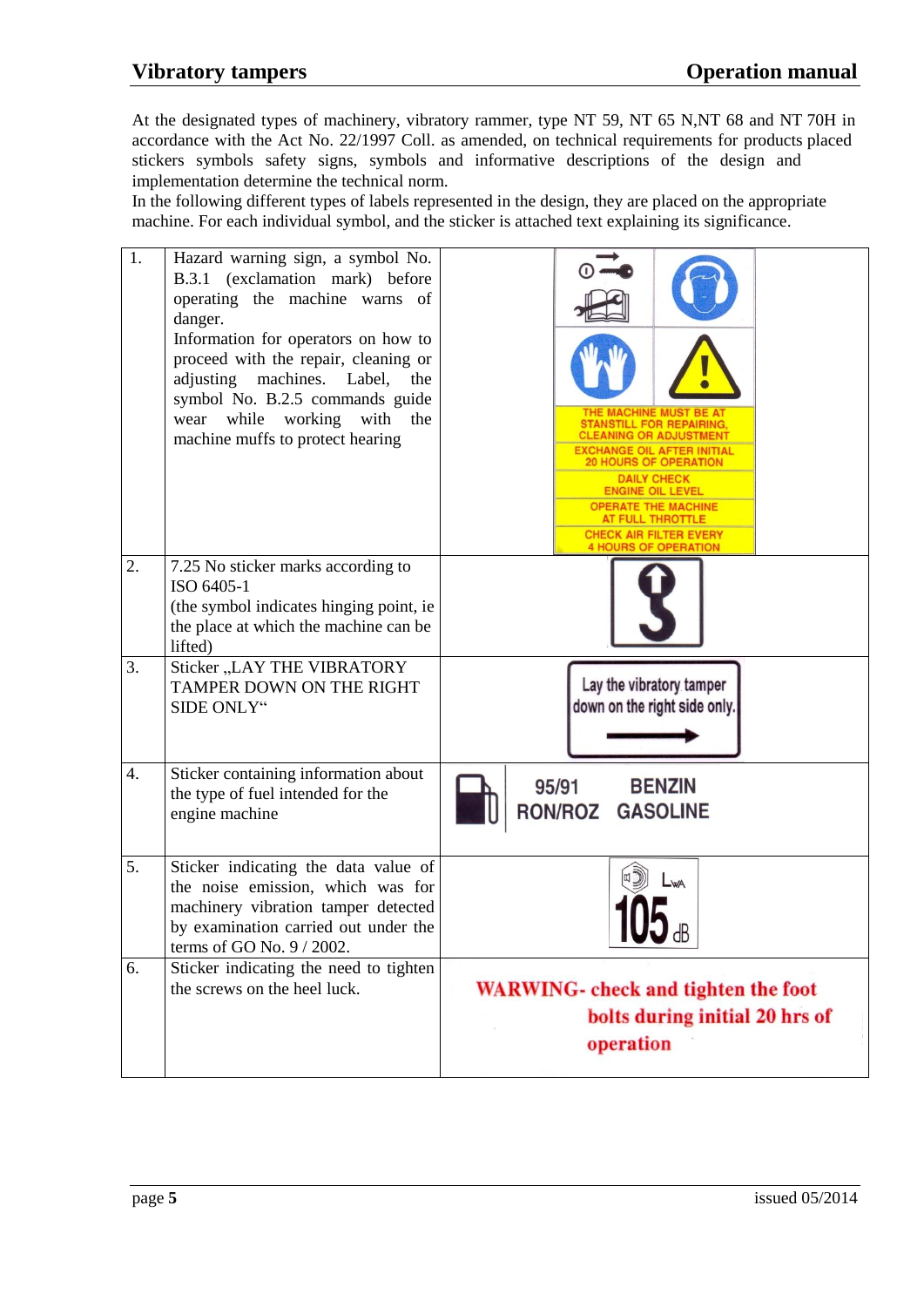At the designated types of machinery, vibratory rammer, type NT 59, NT 65 N,NT 68 and NT 70H in accordance with the Act No. 22/1997 Coll. as amended, on technical requirements for products placed stickers symbols safety signs, symbols and informative descriptions of the design and implementation determine the technical norm.
In the following different types of labels represented in the design, they are placed on the appropriate machine. For each individual symbol, and the sticker is attached text explaining its significance.

| | | |
|---|---|---|
| 1. | Hazard warning sign, a symbol No. B.3.1 (exclamation mark) before operating the machine warns of danger. Information for operators on how to proceed with the repair, cleaning or adjusting machines. Label, the symbol No. B.2.5 commands guide wear while working with the machine muffs to protect hearing | THE MACHINE MUST BE AT STANSTILL FOR REPAIRING, CLEANING OR ADJUSTMENT<br>EXCHANGE OIL AFTER INITIAL 20 HOURS OF OPERATION<br>DAILY CHECK ENGINE OIL LEVEL<br>OPERATE THE MACHINE AT FULL THROTTLE<br>CHECK AIR FILTER EVERY 4 HOURS OF OPERATION |
| 2. | 7.25 No sticker marks according to ISO 6405-1 (the symbol indicates hinging point, ie the place at which the machine can be lifted) | |
| 3. | Sticker „LAY THE VIBRATORY TAMPER DOWN ON THE RIGHT SIDE ONLY“ | Lay the vibratory tamper down on the right side only. |
| 4. | Sticker containing information about the type of fuel intended for the engine machine | 95/91 RON/ROZ BENZIN GASOLINE |
| 5. | Sticker indicating the data value of the noise emission, which was for machinery vibration tamper detected by examination carried out under the terms of GO No. 9 / 2002. | $L_{WA}$ 105 dB |
| 6. | Sticker indicating the need to tighten the screws on the heel luck. | WARWING- check and tighten the foot bolts during initial 20 hrs of operation |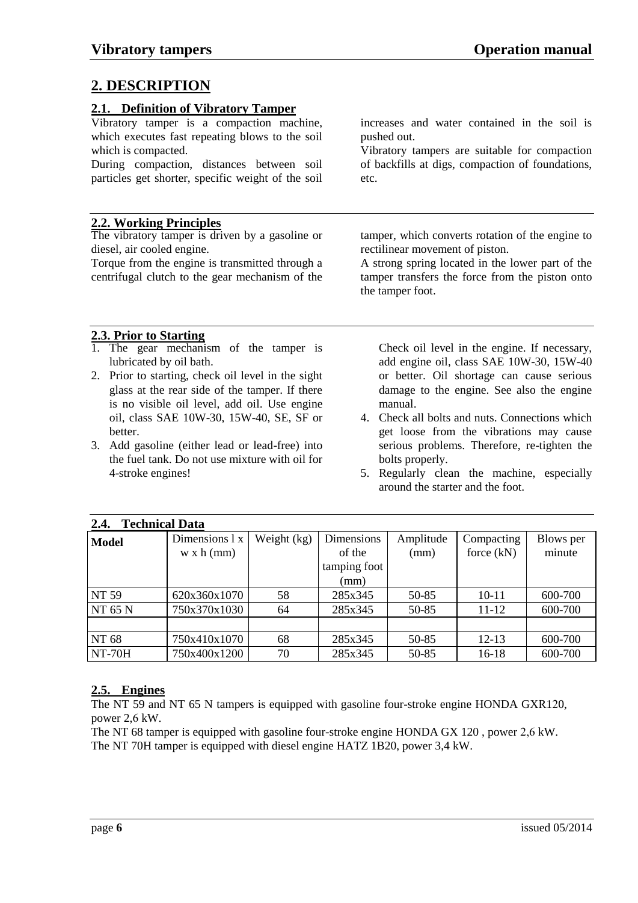## 2. DESCRIPTION

### 2.1. Definition of Vibratory Tamper

Vibratory tamper is a compaction machine, which executes fast repeating blows to the soil which is compacted.

During compaction, distances between soil particles get shorter, specific weight of the soil increases and water contained in the soil is pushed out.

Vibratory tampers are suitable for compaction of backfills at digs, compaction of foundations, etc.

### 2.2. Working Principles

The vibratory tamper is driven by a gasoline or diesel, air cooled engine.

Torque from the engine is transmitted through a centrifugal clutch to the gear mechanism of the tamper, which converts rotation of the engine to rectilinear movement of piston.

A strong spring located in the lower part of the tamper transfers the force from the piston onto the tamper foot.

### 2.3. Prior to Starting

1. The gear mechanism of the tamper is lubricated by oil bath.
2. Prior to starting, check oil level in the sight glass at the rear side of the tamper. If there is no visible oil level, add oil. Use engine oil, class SAE 10W-30, 15W-40, SE, SF or better.
3. Add gasoline (either lead or lead-free) into the fuel tank. Do not use mixture with oil for 4-stroke engines!

   Check oil level in the engine. If necessary, add engine oil, class SAE 10W-30, 15W-40 or better. Oil shortage can cause serious damage to the engine. See also the engine manual.
4. Check all bolts and nuts. Connections which get loose from the vibrations may cause serious problems. Therefore, re-tighten the bolts properly.
5. Regularly clean the machine, especially around the starter and the foot.

### 2.4. Technical Data

| Model | Dimensions l x w x h (mm) | Weight (kg) | Dimensions of the tamping foot (mm) | Amplitude (mm) | Compacting force (kN) | Blows per minute |
|---|---|---|---|---|---|---|
| NT 59 | 620x360x1070 | 58 | 285x345 | 50-85 | 10-11 | 600-700 |
| NT 65 N | 750x370x1030 | 64 | 285x345 | 50-85 | 11-12 | 600-700 |
| | | | | | | |
| NT 68 | 750x410x1070 | 68 | 285x345 | 50-85 | 12-13 | 600-700 |
| NT-70H | 750x400x1200 | 70 | 285x345 | 50-85 | 16-18 | 600-700 |

### 2.5. Engines

The NT 59 and NT 65 N tampers is equipped with gasoline four-stroke engine HONDA GXR120, power 2,6 kW.

The NT 68 tamper is equipped with gasoline four-stroke engine HONDA GX 120 , power 2,6 kW.

The NT 70H tamper is equipped with diesel engine HATZ 1B20, power 3,4 kW.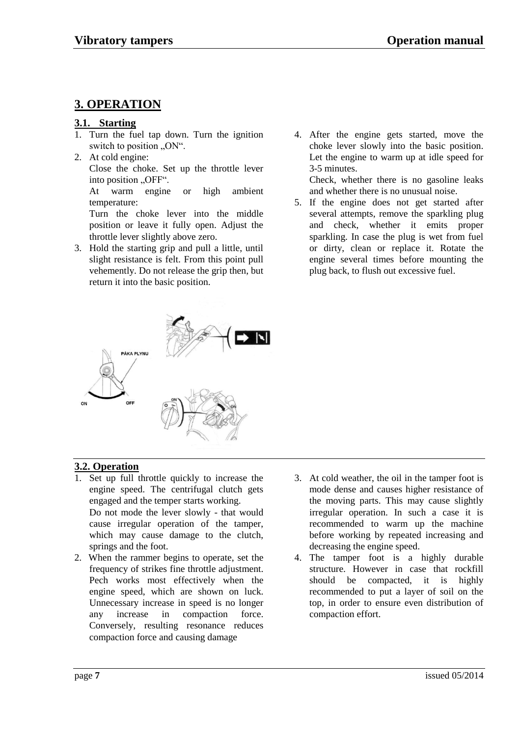## 3. OPERATION

### 3.1. Starting

1. Turn the fuel tap down. Turn the ignition switch to position „ON".
2. At cold engine:
   Close the choke. Set up the throttle lever into position „OFF".
   At warm engine or high ambient temperature:
   Turn the choke lever into the middle position or leave it fully open. Adjust the throttle lever slightly above zero.
3. Hold the starting grip and pull a little, until slight resistance is felt. From this point pull vehemently. Do not release the grip then, but return it into the basic position.
4. After the engine gets started, move the choke lever slowly into the basic position. Let the engine to warm up at idle speed for 3-5 minutes.
   Check, whether there is no gasoline leaks and whether there is no unusual noise.
5. If the engine does not get started after several attempts, remove the sparkling plug and check, whether it emits proper sparkling. In case the plug is wet from fuel or dirty, clean or replace it. Rotate the engine several times before mounting the plug back, to flush out excessive fuel.

PÁKA PLYNU

ON

OFF

ON

### 3.2. Operation

1. Set up full throttle quickly to increase the engine speed. The centrifugal clutch gets engaged and the temper starts working.
   Do not mode the lever slowly - that would cause irregular operation of the tamper, which may cause damage to the clutch, springs and the foot.
2. When the rammer begins to operate, set the frequency of strikes fine throttle adjustment. Pech works most effectively when the engine speed, which are shown on luck. Unnecessary increase in speed is no longer any increase in compaction force. Conversely, resulting resonance reduces compaction force and causing damage
3. At cold weather, the oil in the tamper foot is mode dense and causes higher resistance of the moving parts. This may cause slightly irregular operation. In such a case it is recommended to warm up the machine before working by repeated increasing and decreasing the engine speed.
4. The tamper foot is a highly durable structure. However in case that rockfill should be compacted, it is highly recommended to put a layer of soil on the top, in order to ensure even distribution of compaction effort.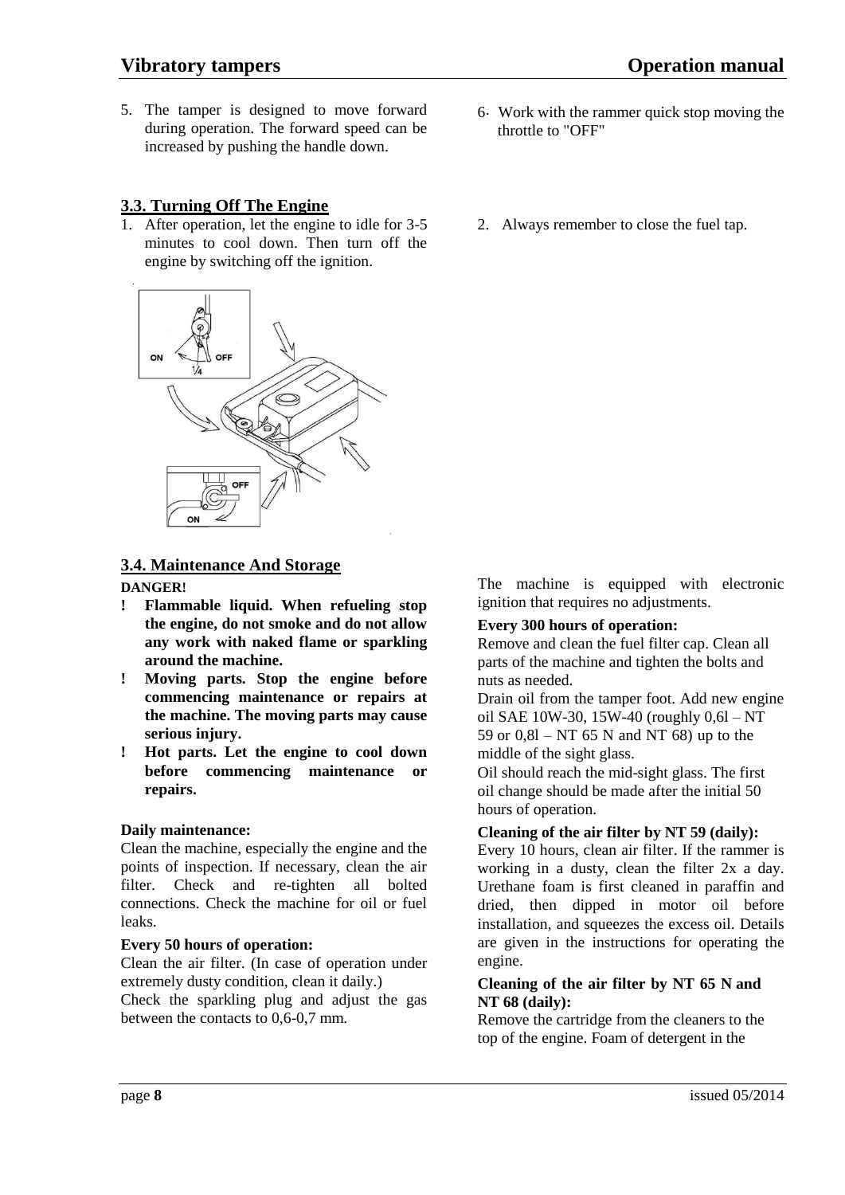5. The tamper is designed to move forward during operation. The forward speed can be increased by pushing the handle down.

6. Work with the rammer quick stop moving the throttle to "OFF"

## 3.3. Turning Off The Engine

1. After operation, let the engine to idle for 3-5 minutes to cool down. Then turn off the engine by switching off the ignition.

ON OFF ¼

OFF ON

2. Always remember to close the fuel tap.

## 3.4. Maintenance And Storage

**DANGER!**

- **! Flammable liquid. When refueling stop the engine, do not smoke and do not allow any work with naked flame or sparkling around the machine.**
- **! Moving parts. Stop the engine before commencing maintenance or repairs at the machine. The moving parts may cause serious injury.**
- **! Hot parts. Let the engine to cool down before commencing maintenance or repairs.**

**Daily maintenance:**

Clean the machine, especially the engine and the points of inspection. If necessary, clean the air filter. Check and re-tighten all bolted connections. Check the machine for oil or fuel leaks.

**Every 50 hours of operation:**

Clean the air filter. (In case of operation under extremely dusty condition, clean it daily.)

Check the sparkling plug and adjust the gas between the contacts to 0,6-0,7 mm.

The machine is equipped with electronic ignition that requires no adjustments.

**Every 300 hours of operation:**

Remove and clean the fuel filter cap. Clean all parts of the machine and tighten the bolts and nuts as needed.

Drain oil from the tamper foot. Add new engine oil SAE 10W-30, 15W-40 (roughly 0,6l – NT 59 or 0,8l – NT 65 N and NT 68) up to the middle of the sight glass.

Oil should reach the mid-sight glass. The first oil change should be made after the initial 50 hours of operation.

**Cleaning of the air filter by NT 59 (daily):**

Every 10 hours, clean air filter. If the rammer is working in a dusty, clean the filter 2x a day. Urethane foam is first cleaned in paraffin and dried, then dipped in motor oil before installation, and squeezes the excess oil. Details are given in the instructions for operating the engine.

**Cleaning of the air filter by NT 65 N and NT 68 (daily):**

Remove the cartridge from the cleaners to the top of the engine. Foam of detergent in the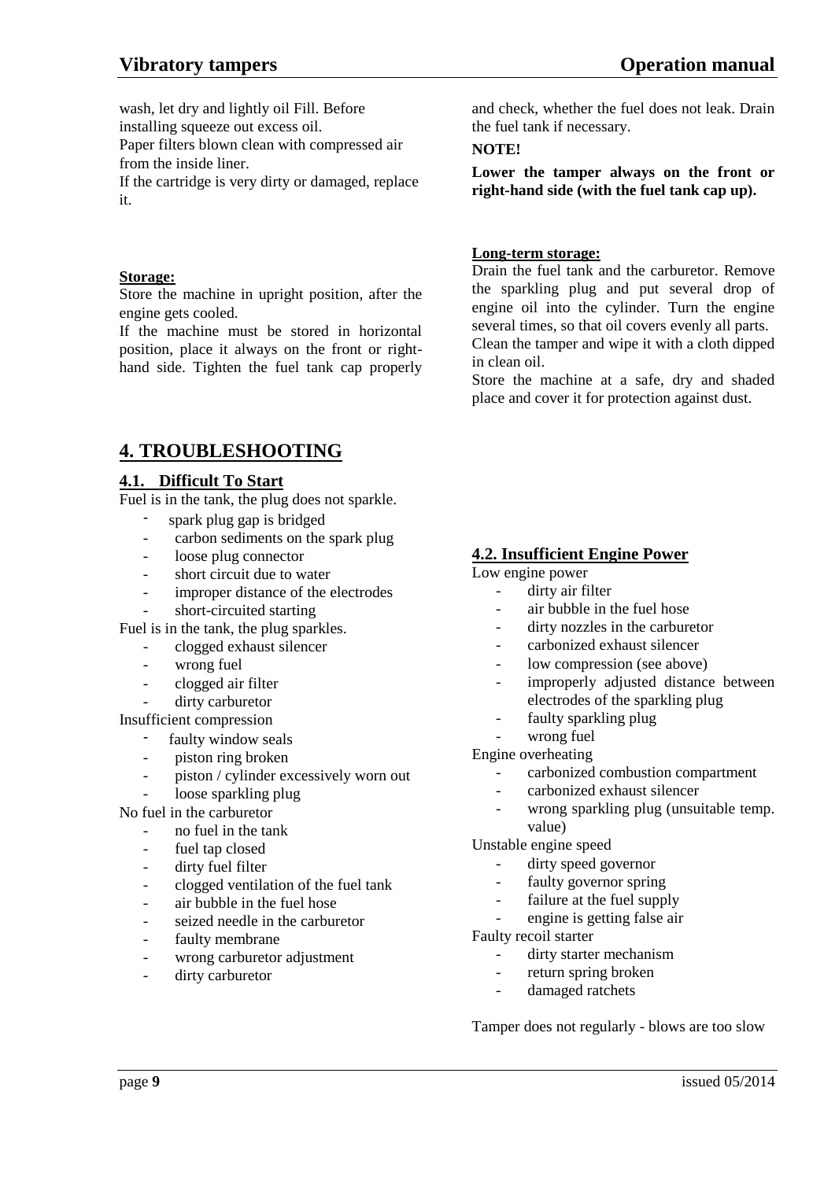wash, let dry and lightly oil Fill. Before installing squeeze out excess oil.
Paper filters blown clean with compressed air from the inside liner.
If the cartridge is very dirty or damaged, replace it.

**Storage:**

Store the machine in upright position, after the engine gets cooled.
If the machine must be stored in horizontal position, place it always on the front or right-hand side. Tighten the fuel tank cap properly and check, whether the fuel does not leak. Drain the fuel tank if necessary.

**NOTE!**

**Lower the tamper always on the front or right-hand side (with the fuel tank cap up).**

**Long-term storage:**

Drain the fuel tank and the carburetor. Remove the sparkling plug and put several drop of engine oil into the cylinder. Turn the engine several times, so that oil covers evenly all parts.
Clean the tamper and wipe it with a cloth dipped in clean oil.
Store the machine at a safe, dry and shaded place and cover it for protection against dust.

# 4. TROUBLESHOOTING

## 4.1. Difficult To Start

Fuel is in the tank, the plug does not sparkle.

- spark plug gap is bridged
- carbon sediments on the spark plug
- loose plug connector
- short circuit due to water
- improper distance of the electrodes
- short-circuited starting

Fuel is in the tank, the plug sparkles.

- clogged exhaust silencer
- wrong fuel
- clogged air filter
- dirty carburetor

Insufficient compression

- faulty window seals
- piston ring broken
- piston / cylinder excessively worn out
- loose sparkling plug

No fuel in the carburetor

- no fuel in the tank
- fuel tap closed
- dirty fuel filter
- clogged ventilation of the fuel tank
- air bubble in the fuel hose
- seized needle in the carburetor
- faulty membrane
- wrong carburetor adjustment
- dirty carburetor

## 4.2. Insufficient Engine Power

Low engine power

- dirty air filter
- air bubble in the fuel hose
- dirty nozzles in the carburetor
- carbonized exhaust silencer
- low compression (see above)
- improperly adjusted distance between electrodes of the sparkling plug
- faulty sparkling plug
- wrong fuel

Engine overheating

- carbonized combustion compartment
- carbonized exhaust silencer
- wrong sparkling plug (unsuitable temp. value)

Unstable engine speed

- dirty speed governor
- faulty governor spring
- failure at the fuel supply
- engine is getting false air

Faulty recoil starter

- dirty starter mechanism
- return spring broken
- damaged ratchets

Tamper does not regularly - blows are too slow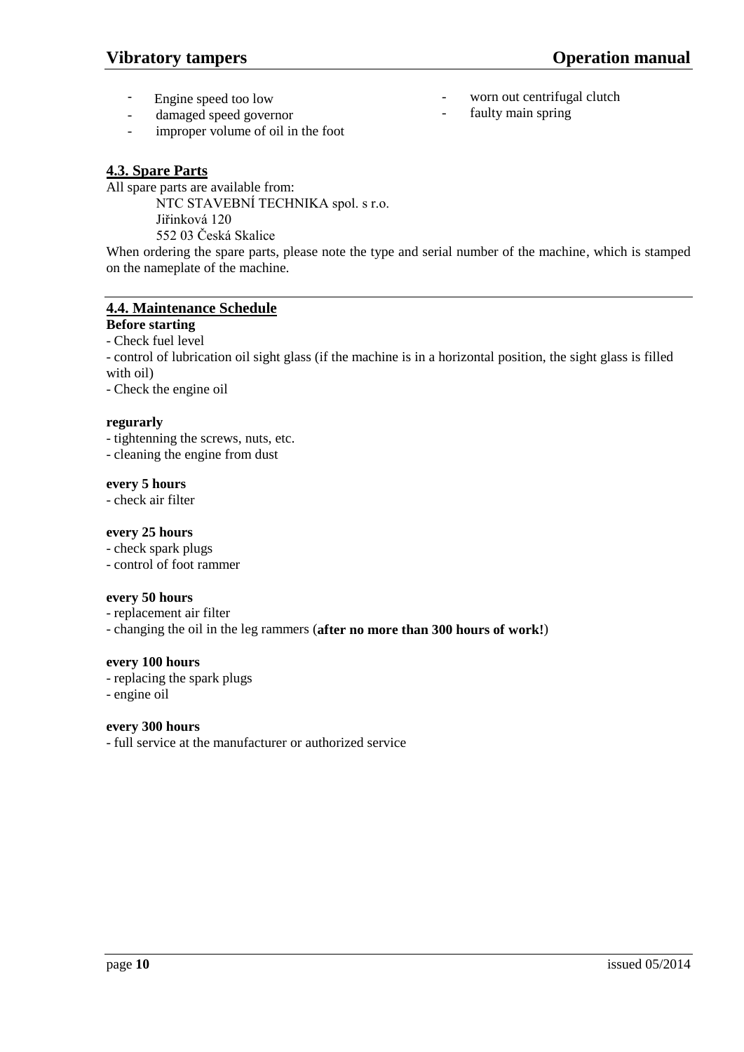- Engine speed too low
- damaged speed governor
- improper volume of oil in the foot
- worn out centrifugal clutch
- faulty main spring

## 4.3. Spare Parts

All spare parts are available from:

NTC STAVEBNÍ TECHNIKA spol. s r.o.
Jiřinková 120
552 03 Česká Skalice

When ordering the spare parts, please note the type and serial number of the machine, which is stamped on the nameplate of the machine.

## 4.4. Maintenance Schedule

**Before starting**

- Check fuel level
- control of lubrication oil sight glass (if the machine is in a horizontal position, the sight glass is filled with oil)
- Check the engine oil

**regurarly**

- tightenning the screws, nuts, etc.
- cleaning the engine from dust

**every 5 hours**

- check air filter

**every 25 hours**

- check spark plugs
- control of foot rammer

**every 50 hours**

- replacement air filter
- changing the oil in the leg rammers (**after no more than 300 hours of work!**)

**every 100 hours**

- replacing the spark plugs
- engine oil

**every 300 hours**

- full service at the manufacturer or authorized service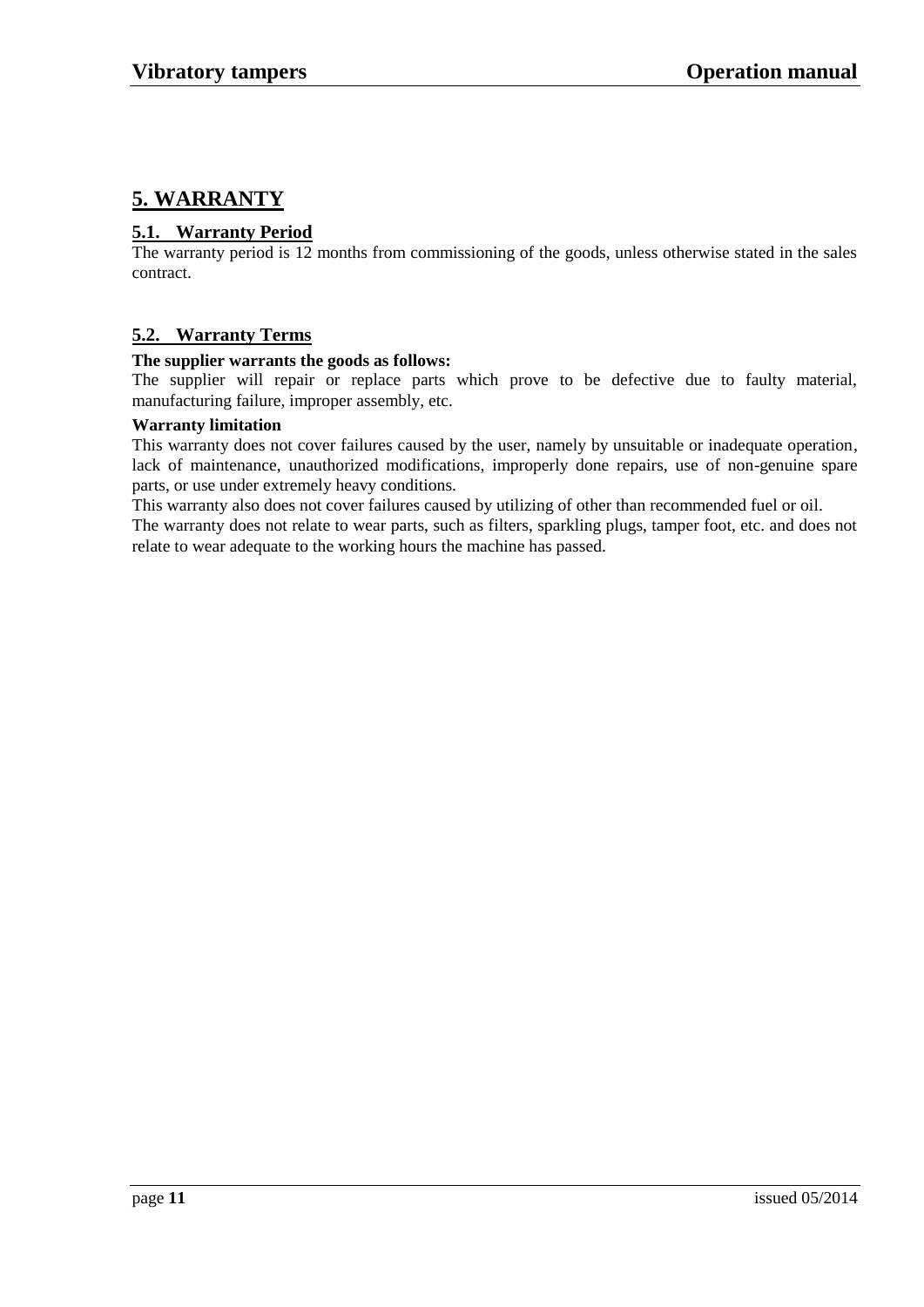# 5. WARRANTY

## 5.1. Warranty Period

The warranty period is 12 months from commissioning of the goods, unless otherwise stated in the sales contract.

## 5.2. Warranty Terms

**The supplier warrants the goods as follows:**

The supplier will repair or replace parts which prove to be defective due to faulty material, manufacturing failure, improper assembly, etc.

**Warranty limitation**

This warranty does not cover failures caused by the user, namely by unsuitable or inadequate operation, lack of maintenance, unauthorized modifications, improperly done repairs, use of non-genuine spare parts, or use under extremely heavy conditions.

This warranty also does not cover failures caused by utilizing of other than recommended fuel or oil.

The warranty does not relate to wear parts, such as filters, sparkling plugs, tamper foot, etc. and does not relate to wear adequate to the working hours the machine has passed.